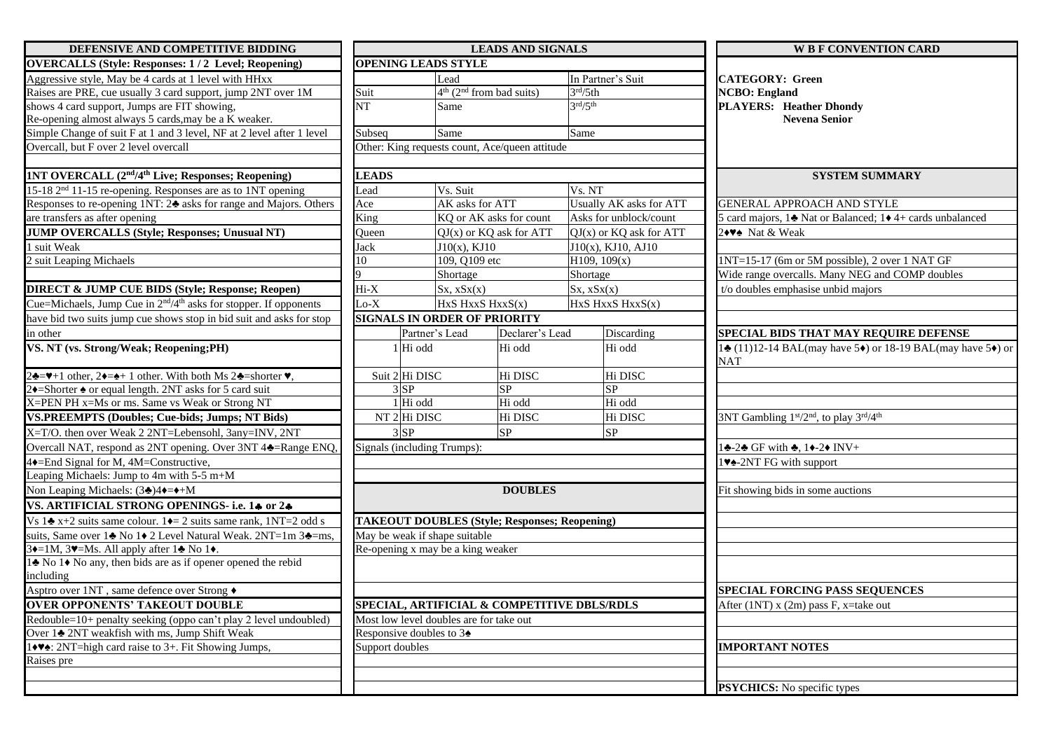## DEFENSIVE AND COMPETITIVE BIDDING

### OVERCALLS (Style: Responses: 1 / 2 Level; Reopening)

Aggressive style, May be 4 cards at 1 level with HHxx
Raises are PRE, cue usually 3 card support, jump 2NT over 1M shows 4 card support, Jumps are FIT showing,
Re-opening almost always 5 cards,may be a K weaker.
Simple Change of suit F at 1 and 3 level, NF at 2 level after 1 level Overcall, but F over 2 level overcall

### 1NT OVERCALL (2nd/4th Live; Responses; Reopening)

15-18 2nd 11-15 re-opening. Responses are as to 1NT opening
Responses to re-opening 1NT: 2♣ asks for range and Majors. Others are transfers as after opening

### JUMP OVERCALLS (Style; Responses; Unusual NT)

1 suit Weak
2 suit Leaping Michaels

### DIRECT & JUMP CUE BIDS (Style; Response; Reopen)

Cue=Michaels, Jump Cue in 2nd/4th asks for stopper. If opponents have bid two suits jump cue shows stop in bid suit and asks for stop in other

### VS. NT (vs. Strong/Weak; Reopening;PH)

2♣=♥+1 other, 2♦=♠+ 1 other. With both Ms 2♣=shorter ♥,
2♦=Shorter ♠ or equal length. 2NT asks for 5 card suit
X=PEN PH x=Ms or ms. Same vs Weak or Strong NT

### VS.PREEMPTS (Doubles; Cue-bids; Jumps; NT Bids)

X=T/O. then over Weak 2 2NT=Lebensohl, 3any=INV, 2NT Overcall NAT, respond as 2NT opening. Over 3NT 4♣=Range ENQ,
4♦=End Signal for M, 4M=Constructive,
Leaping Michaels: Jump to 4m with 5-5 m+M
Non Leaping Michaels: (3♣)4♦=♦+M

### VS. ARTIFICIAL STRONG OPENINGS- i.e. 1♣ or 2♣

Vs 1♣ x+2 suits same colour. 1♦= 2 suits same rank, 1NT=2 odd s suits, Same over 1♣ No 1♦ 2 Level Natural Weak. 2NT=1m 3♣=ms,
3♦=1M, 3♥=Ms. All apply after 1♣ No 1♦.
1♣ No 1♦ No any, then bids are as if opener opened the rebid including
Asptro over 1NT , same defence over Strong ♦

### OVER OPPONENTS' TAKEOUT DOUBLE

Redouble=10+ penalty seeking (oppo can't play 2 level undoubled)
Over 1♣ 2NT weakfish with ms, Jump Shift Weak
1♦♥♠: 2NT=high card raise to 3+. Fit Showing Jumps,
Raises pre

## LEADS AND SIGNALS

### OPENING LEADS STYLE

| | Lead | In Partner's Suit |
|---|---|---|
| Suit | 4th (2nd from bad suits) | 3rd/5th |
| NT | Same | 3rd/5th |
| Subseq | Same | Same |

Other: King requests count, Ace/queen attitude

### LEADS

| Lead | Vs. Suit | Vs. NT |
|---|---|---|
| Ace | AK asks for ATT | Usually AK asks for ATT |
| King | KQ or AK asks for count | Asks for unblock/count |
| Queen | QJ(x) or KQ ask for ATT | QJ(x) or KQ ask for ATT |
| Jack | J10(x), KJ10 | J10(x), KJ10, AJ10 |
| 10 | 109, Q109 etc | H109, 109(x) |
| 9 | Shortage | Shortage |
| Hi-X | Sx, xSx(x) | Sx, xSx(x) |
| Lo-X | HxS HxxS HxxS(x) | HxS HxxS HxxS(x) |

### SIGNALS IN ORDER OF PRIORITY

| | | Partner's Lead | Declarer's Lead | Discarding |
|---|---|---|---|---|
| Suit | 1 | Hi odd | Hi odd | Hi odd |
| | 2 | Hi DISC | Hi DISC | Hi DISC |
| | 3 | SP | SP | SP |
| NT | 1 | Hi odd | Hi odd | Hi odd |
| | 2 | Hi DISC | Hi DISC | Hi DISC |
| | 3 | SP | SP | SP |

Signals (including Trumps):

## DOUBLES

### TAKEOUT DOUBLES (Style; Responses; Reopening)

May be weak if shape suitable
Re-opening x may be a king weaker

### SPECIAL, ARTIFICIAL & COMPETITIVE DBLS/RDLS

Most low level doubles are for take out
Responsive doubles to 3♠
Support doubles

## W B F CONVENTION CARD

**CATEGORY: Green**
**NCBO: England**
**PLAYERS: Heather Dhondy**
**Nevena Senior**

## SYSTEM SUMMARY

### GENERAL APPROACH AND STYLE

5 card majors, 1♣ Nat or Balanced; 1♦ 4+ cards unbalanced
2♦♥♠ Nat & Weak

1NT=15-17 (6m or 5M possible), 2 over 1 NAT GF
Wide range overcalls. Many NEG and COMP doubles
t/o doubles emphasise unbid majors

### SPECIAL BIDS THAT MAY REQUIRE DEFENSE

1♣ (11)12-14 BAL(may have 5♦) or 18-19 BAL(may have 5♦) or NAT

3NT Gambling 1st/2nd, to play 3rd/4th

1♣-2♣ GF with ♣, 1♦-2♦ INV+
1♥♠-2NT FG with support

Fit showing bids in some auctions

### SPECIAL FORCING PASS SEQUENCES

After (1NT) x (2m) pass F, x=take out

### IMPORTANT NOTES

**PSYCHICS:** No specific types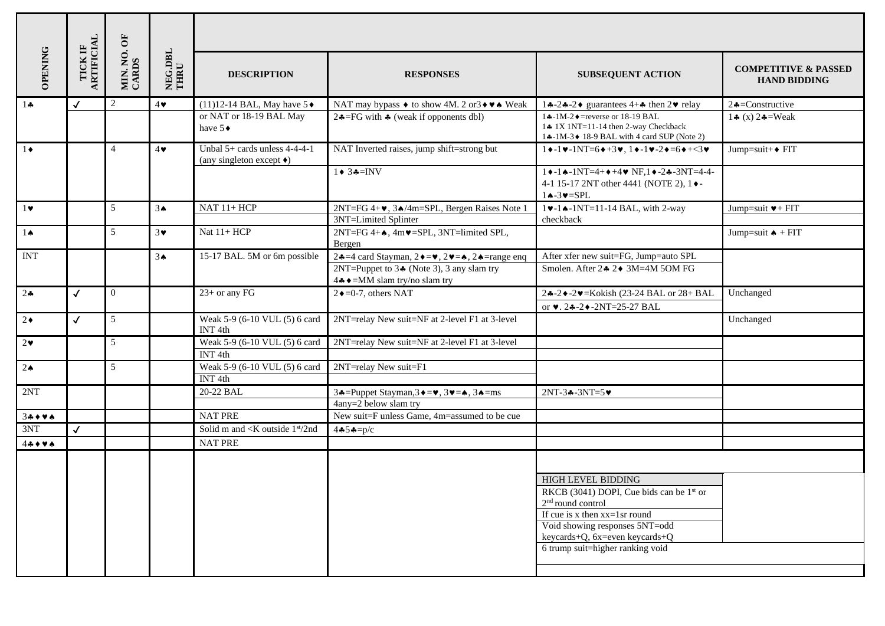| OPENING | TICK IF ARTIFICIAL | MIN. NO. OF CARDS | NEG.DBL THRU | DESCRIPTION | RESPONSES | SUBSEQUENT ACTION | COMPETITIVE & PASSED HAND BIDDING |
|---|---|---|---|---|---|---|---|
| 1♣ | ✓ | 2 | 4♥ | (11)12-14 BAL, May have 5♦ | NAT may bypass ♦ to show 4M. 2 or3♦♥♠ Weak | 1♣-2♣-2♦ guarantees 4+♣ then 2♥ relay | 2♣=Constructive |
| | | | | or NAT or 18-19 BAL May have 5♦ | 2♣=FG with ♣ (weak if opponents dbl) | 1♣-1M-2♦=reverse or 18-19 BAL<br>1♣ 1X 1NT=11-14 then 2-way Checkback<br>1♣-1M-3♦ 18-9 BAL with 4 card SUP (Note 2) | 1♣ (x) 2♣=Weak |
| 1♦ | | 4 | 4♥ | Unbal 5+ cards unless 4-4-4-1 (any singleton except ♦) | NAT Inverted raises, jump shift=strong but | 1♦-1♥-1NT=6♦+3♥, 1♦-1♥-2♦=6♦+<3♥ | Jump=suit+♦ FIT |
| | | | | | 1♦ 3♣=INV | 1♦-1♠-1NT=4+♦+4♥ NF,1♦-2♣-3NT=4-4-4-1 15-17 2NT other 4441 (NOTE 2), 1♦-1♠-3♥=SPL | |
| 1♥ | | 5 | 3♠ | NAT 11+ HCP | 2NT=FG 4+♥, 3♠/4m=SPL, Bergen Raises Note 1 | 1♥-1♠-1NT=11-14 BAL, with 2-way checkback | Jump=suit ♥+ FIT |
| | | | | | 3NT=Limited Splinter | | |
| 1♠ | | 5 | 3♥ | Nat 11+ HCP | 2NT=FG 4+♠, 4m♥=SPL, 3NT=limited SPL, Bergen | | Jump=suit ♠ + FIT |
| INT | | | 3♠ | 15-17 BAL. 5M or 6m possible | 2♣=4 card Stayman, 2♦=♥, 2♥=♠, 2♠=range enq | After xfer new suit=FG, Jump=auto SPL | |
| | | | | | 2NT=Puppet to 3♣ (Note 3), 3 any slam try<br>4♣♦=MM slam try/no slam try | Smolen. After 2♣ 2♦ 3M=4M 5OM FG | |
| 2♣ | ✓ | 0 | | 23+ or any FG | 2♦=0-7, others NAT | 2♣-2♦-2♥=Kokish (23-24 BAL or 28+ BAL or ♥. 2♣-2♦-2NT=25-27 BAL | Unchanged |
| 2♦ | ✓ | 5 | | Weak 5-9 (6-10 VUL (5) 6 card INT 4th | 2NT=relay New suit=NF at 2-level F1 at 3-level | | Unchanged |
| 2♥ | | 5 | | Weak 5-9 (6-10 VUL (5) 6 card INT 4th | 2NT=relay New suit=NF at 2-level F1 at 3-level | | |
| 2♠ | | 5 | | Weak 5-9 (6-10 VUL (5) 6 card INT 4th | 2NT=relay New suit=F1 | | |
| 2NT | | | | 20-22 BAL | 3♣=Puppet Stayman,3♦=♥, 3♥=♠, 3♠=ms<br>4any=2 below slam try | 2NT-3♣-3NT=5♥ | |
| 3♣♦♥♠ | | | | NAT PRE | New suit=F unless Game, 4m=assumed to be cue | | |
| 3NT | ✓ | | | Solid m and <K outside 1st/2nd | 4♣5♣=p/c | | |
| 4♣♦♥♠ | | | | NAT PRE | | | |

HIGH LEVEL BIDDING

RKCB (3041) DOPI, Cue bids can be 1st or 2nd round control

If cue is x then xx=1sr round

Void showing responses 5NT=odd keycards+Q, 6x=even keycards+Q

6 trump suit=higher ranking void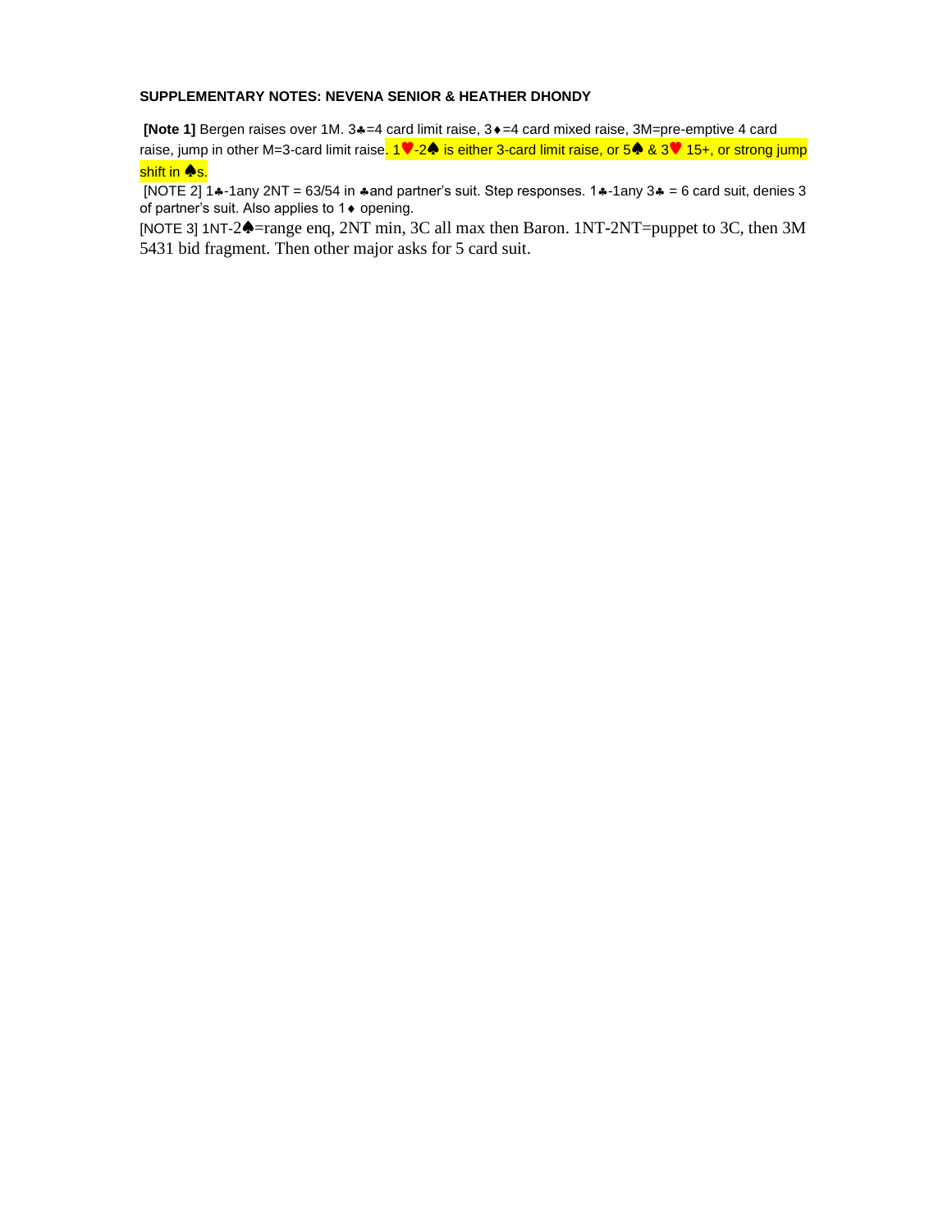**SUPPLEMENTARY NOTES: NEVENA SENIOR & HEATHER DHONDY**

**[Note 1]** Bergen raises over 1M. 3♣=4 card limit raise, 3♦=4 card mixed raise, 3M=pre-emptive 4 card raise, jump in other M=3-card limit raise. 1♥-2♠ is either 3-card limit raise, or 5♠ & 3♥ 15+, or strong jump shift in ♠s.

[NOTE 2] 1♣-1any 2NT = 63/54 in ♣and partner's suit. Step responses. 1♣-1any 3♣ = 6 card suit, denies 3 of partner's suit. Also applies to 1♦ opening.

[NOTE 3] 1NT-2♠=range enq, 2NT min, 3C all max then Baron. 1NT-2NT=puppet to 3C, then 3M 5431 bid fragment. Then other major asks for 5 card suit.